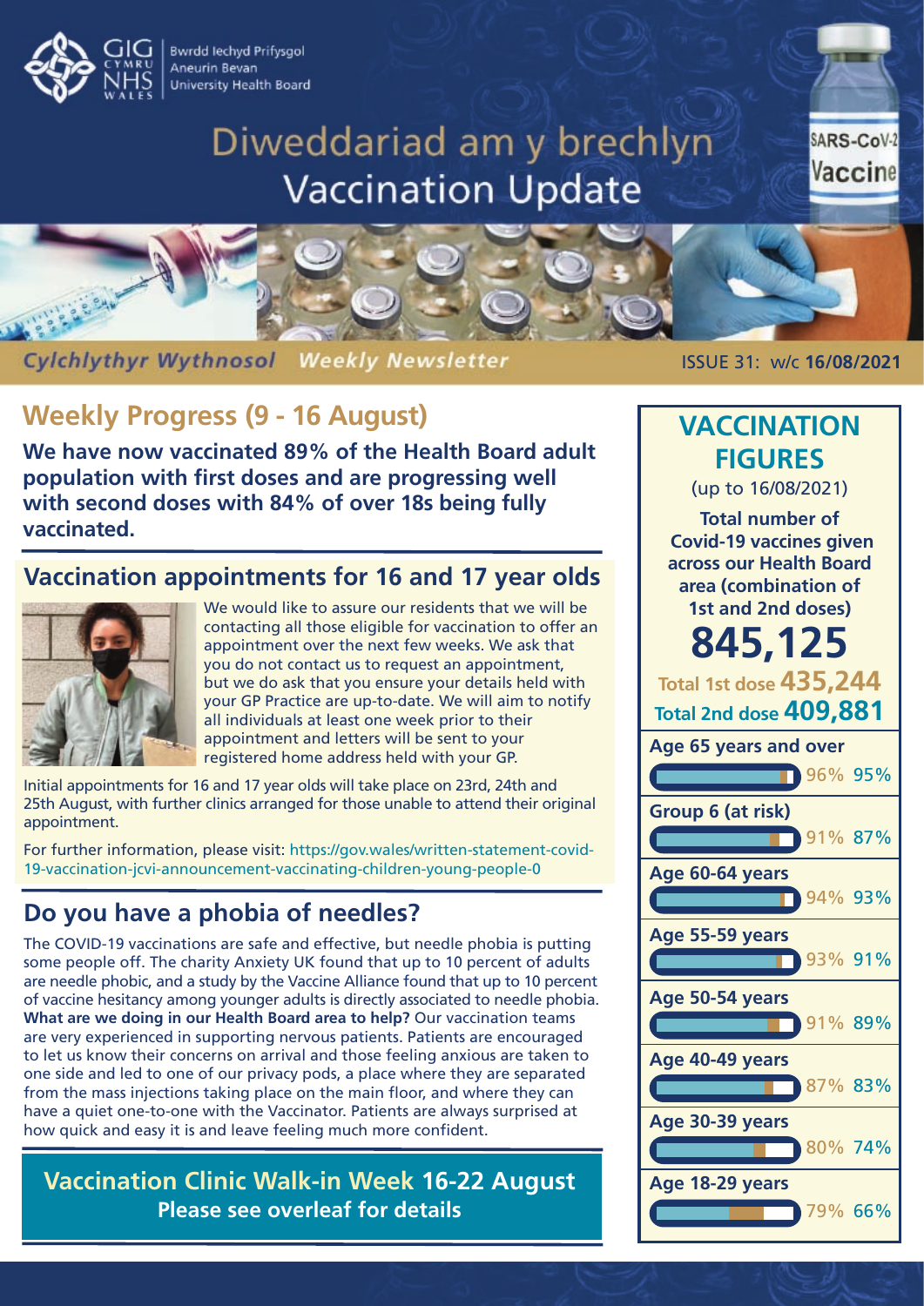Bwrdd Iechyd Prifysgol Aneurin Bevan University Health Board

# Diweddariad am y brechlyn Vaccination Update

*Cylchlythyr Wythnosol* *Weekly Newsletter*

ISSUE 31: w/c **16/08/2021**

## Weekly Progress (9 - 16 August)

**We have now vaccinated 89% of the Health Board adult population with first doses and are progressing well with second doses with 84% of over 18s being fully vaccinated.**

## Vaccination appointments for 16 and 17 year olds

We would like to assure our residents that we will be contacting all those eligible for vaccination to offer an appointment over the next few weeks. We ask that you do not contact us to request an appointment, but we do ask that you ensure your details held with your GP Practice are up-to-date. We will aim to notify all individuals at least one week prior to their appointment and letters will be sent to your registered home address held with your GP.

Initial appointments for 16 and 17 year olds will take place on 23rd, 24th and 25th August, with further clinics arranged for those unable to attend their original appointment.

For further information, please visit: https://gov.wales/written-statement-covid-19-vaccination-jcvi-announcement-vaccinating-children-young-people-0

## Do you have a phobia of needles?

The COVID-19 vaccinations are safe and effective, but needle phobia is putting some people off. The charity Anxiety UK found that up to 10 percent of adults are needle phobic, and a study by the Vaccine Alliance found that up to 10 percent of vaccine hesitancy among younger adults is directly associated to needle phobia. **What are we doing in our Health Board area to help?** Our vaccination teams are very experienced in supporting nervous patients. Patients are encouraged to let us know their concerns on arrival and those feeling anxious are taken to one side and led to one of our privacy pods, a place where they are separated from the mass injections taking place on the main floor, and where they can have a quiet one-to-one with the Vaccinator. Patients are always surprised at how quick and easy it is and leave feeling much more confident.

**Vaccination Clinic Walk-in Week 16-22 August**
**Please see overleaf for details**

## VACCINATION FIGURES

(up to 16/08/2021)

**Total number of Covid-19 vaccines given across our Health Board area (combination of 1st and 2nd doses)**

**845,125**

**Total 1st dose 435,244**
**Total 2nd dose 409,881**

| Group | 1st dose | 2nd dose |
|---|---|---|
| Age 65 years and over | 96% | 95% |
| Group 6 (at risk) | 91% | 87% |
| Age 60-64 years | 94% | 93% |
| Age 55-59 years | 93% | 91% |
| Age 50-54 years | 91% | 89% |
| Age 40-49 years | 87% | 83% |
| Age 30-39 years | 80% | 74% |
| Age 18-29 years | 79% | 66% |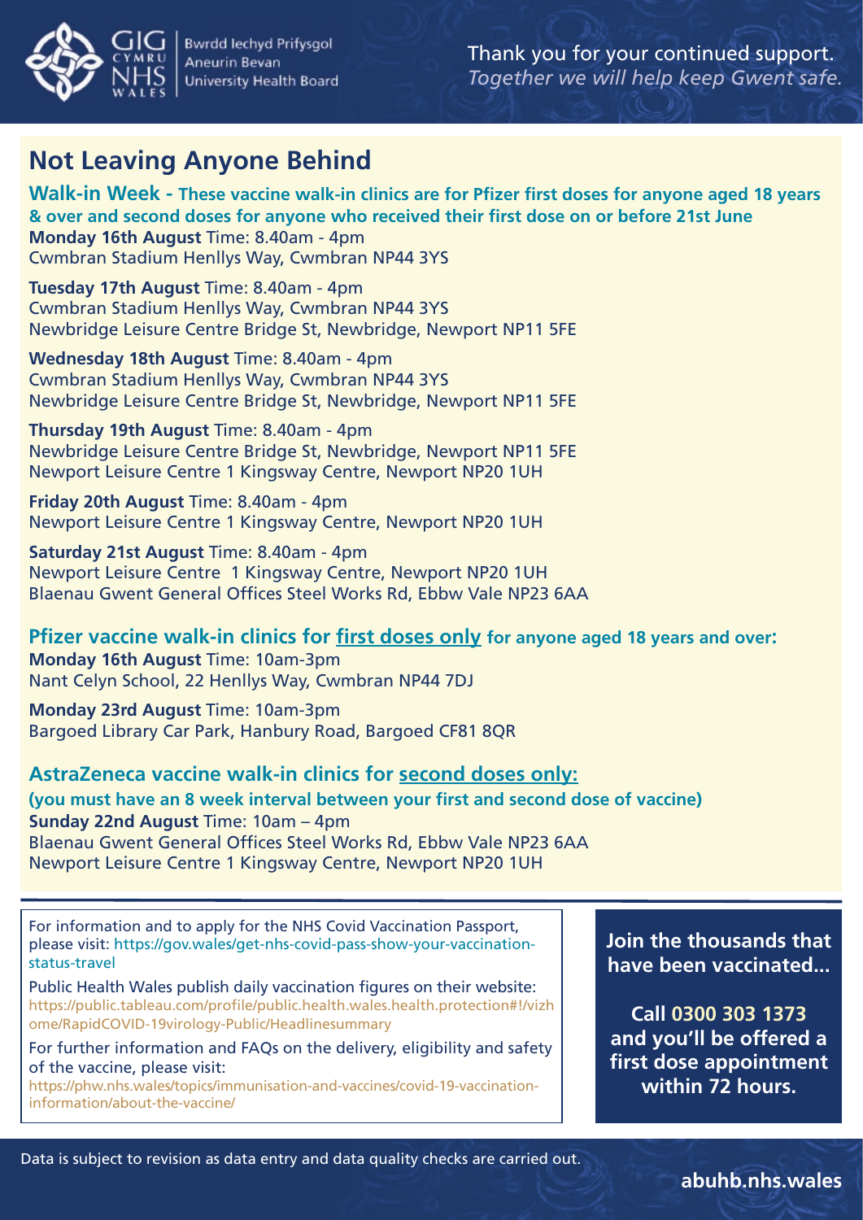Thank you for your continued support.
*Together we will help keep Gwent safe.*

## Not Leaving Anyone Behind

**Walk-in Week - These vaccine walk-in clinics are for Pfizer first doses for anyone aged 18 years & over and second doses for anyone who received their first dose on or before 21st June**

**Monday 16th August** Time: 8.40am - 4pm
Cwmbran Stadium Henllys Way, Cwmbran NP44 3YS

**Tuesday 17th August** Time: 8.40am - 4pm
Cwmbran Stadium Henllys Way, Cwmbran NP44 3YS
Newbridge Leisure Centre Bridge St, Newbridge, Newport NP11 5FE

**Wednesday 18th August** Time: 8.40am - 4pm
Cwmbran Stadium Henllys Way, Cwmbran NP44 3YS
Newbridge Leisure Centre Bridge St, Newbridge, Newport NP11 5FE

**Thursday 19th August** Time: 8.40am - 4pm
Newbridge Leisure Centre Bridge St, Newbridge, Newport NP11 5FE
Newport Leisure Centre 1 Kingsway Centre, Newport NP20 1UH

**Friday 20th August** Time: 8.40am - 4pm
Newport Leisure Centre 1 Kingsway Centre, Newport NP20 1UH

**Saturday 21st August** Time: 8.40am - 4pm
Newport Leisure Centre 1 Kingsway Centre, Newport NP20 1UH
Blaenau Gwent General Offices Steel Works Rd, Ebbw Vale NP23 6AA

### Pfizer vaccine walk-in clinics for first doses only for anyone aged 18 years and over:

**Monday 16th August** Time: 10am-3pm
Nant Celyn School, 22 Henllys Way, Cwmbran NP44 7DJ

**Monday 23rd August** Time: 10am-3pm
Bargoed Library Car Park, Hanbury Road, Bargoed CF81 8QR

### AstraZeneca vaccine walk-in clinics for second doses only:

**(you must have an 8 week interval between your first and second dose of vaccine)**

**Sunday 22nd August** Time: 10am – 4pm
Blaenau Gwent General Offices Steel Works Rd, Ebbw Vale NP23 6AA
Newport Leisure Centre 1 Kingsway Centre, Newport NP20 1UH

For information and to apply for the NHS Covid Vaccination Passport, please visit: https://gov.wales/get-nhs-covid-pass-show-your-vaccination-status-travel

Public Health Wales publish daily vaccination figures on their website: https://public.tableau.com/profile/public.health.wales.health.protection#!/vizhome/RapidCOVID-19virology-Public/Headlinesummary

For further information and FAQs on the delivery, eligibility and safety of the vaccine, please visit:
https://phw.nhs.wales/topics/immunisation-and-vaccines/covid-19-vaccination-information/about-the-vaccine/

**Join the thousands that have been vaccinated...**

**Call 0300 303 1373 and you'll be offered a first dose appointment within 72 hours.**

Data is subject to revision as data entry and data quality checks are carried out.

**abuhb.nhs.wales**